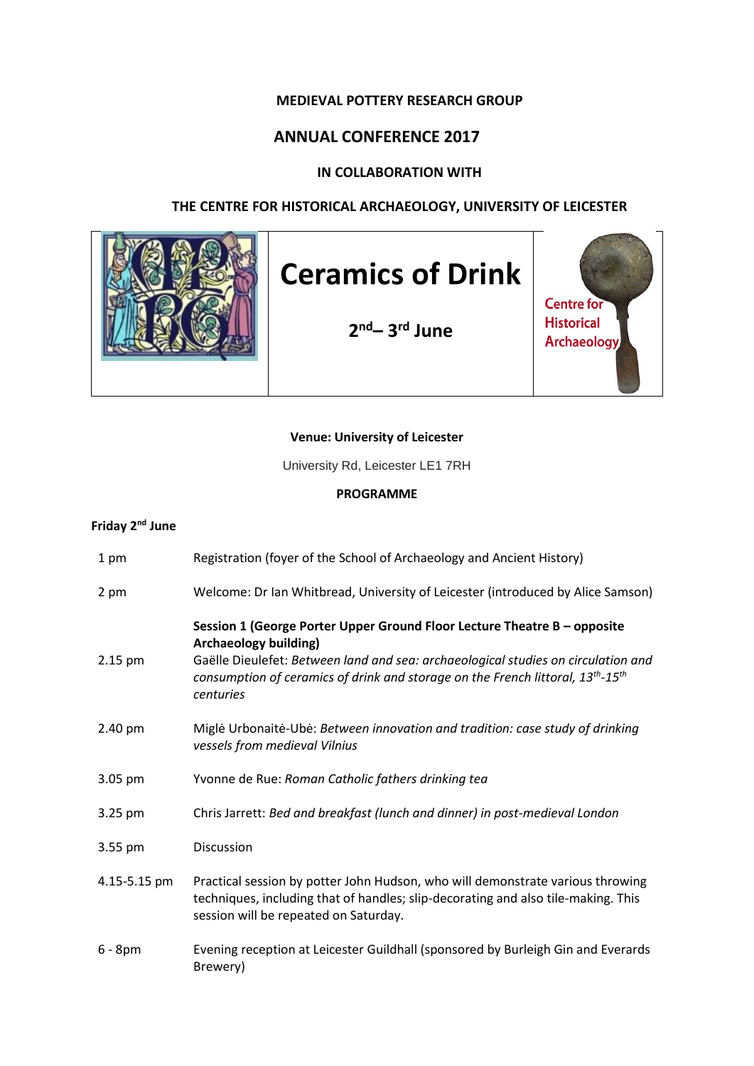**MEDIEVAL POTTERY RESEARCH GROUP**

## ANNUAL CONFERENCE 2017

**IN COLLABORATION WITH**

**THE CENTRE FOR HISTORICAL ARCHAEOLOGY, UNIVERSITY OF LEICESTER**

# Ceramics of Drink

**2nd– 3rd June**

Centre for Historical Archaeology

**Venue: University of Leicester**

University Rd, Leicester LE1 7RH

**PROGRAMME**

**Friday 2nd June**

| | |
|---|---|
| 1 pm | Registration (foyer of the School of Archaeology and Ancient History) |
| 2 pm | Welcome: Dr Ian Whitbread, University of Leicester (introduced by Alice Samson) |
| 2.15 pm | **Session 1 (George Porter Upper Ground Floor Lecture Theatre B – opposite Archaeology building)**<br>Gaëlle Dieulefet: *Between land and sea: archaeological studies on circulation and consumption of ceramics of drink and storage on the French littoral, 13th-15th centuries* |
| 2.40 pm | Miglė Urbonaitė-Ubė: *Between innovation and tradition: case study of drinking vessels from medieval Vilnius* |
| 3.05 pm | Yvonne de Rue: *Roman Catholic fathers drinking tea* |
| 3.25 pm | Chris Jarrett: *Bed and breakfast (lunch and dinner) in post-medieval London* |
| 3.55 pm | Discussion |
| 4.15-5.15 pm | Practical session by potter John Hudson, who will demonstrate various throwing techniques, including that of handles; slip-decorating and also tile-making. This session will be repeated on Saturday. |
| 6 - 8pm | Evening reception at Leicester Guildhall (sponsored by Burleigh Gin and Everards Brewery) |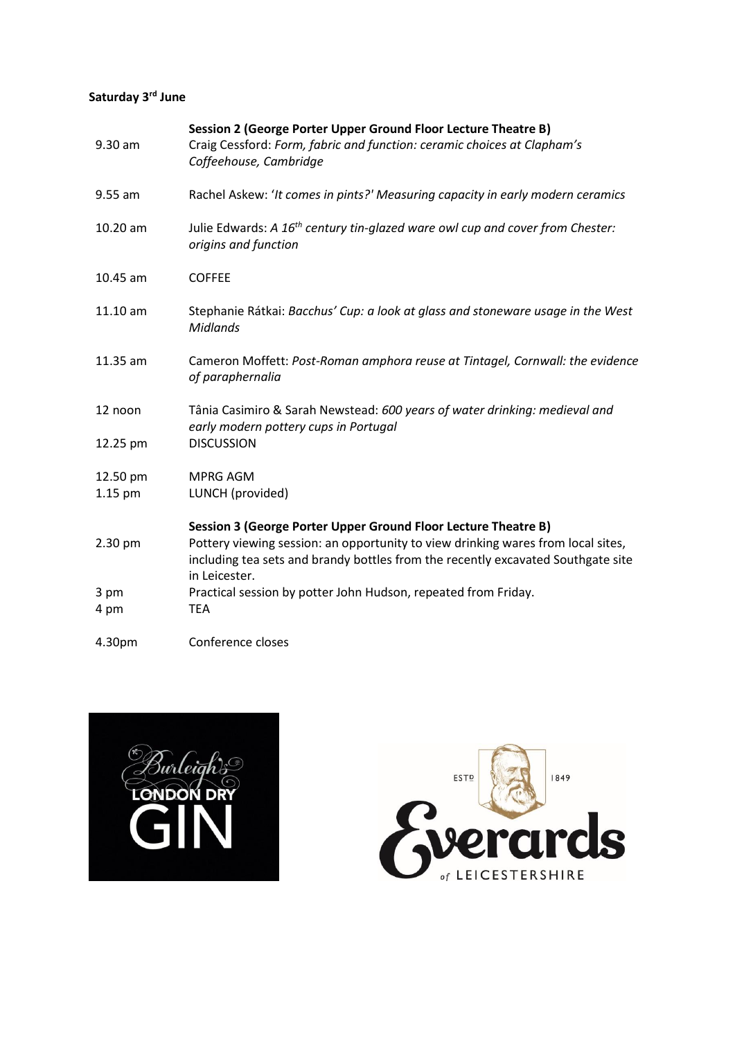**Saturday 3rd June**

| | |
|---|---|
| 9.30 am | **Session 2 (George Porter Upper Ground Floor Lecture Theatre B)**<br>Craig Cessford: *Form, fabric and function: ceramic choices at Clapham's Coffeehouse, Cambridge* |
| 9.55 am | Rachel Askew: '*It comes in pints?' Measuring capacity in early modern ceramics* |
| 10.20 am | Julie Edwards: *A 16th century tin-glazed ware owl cup and cover from Chester: origins and function* |
| 10.45 am | COFFEE |
| 11.10 am | Stephanie Rátkai: *Bacchus' Cup: a look at glass and stoneware usage in the West Midlands* |
| 11.35 am | Cameron Moffett: *Post-Roman amphora reuse at Tintagel, Cornwall: the evidence of paraphernalia* |
| 12 noon | Tânia Casimiro & Sarah Newstead: *600 years of water drinking: medieval and early modern pottery cups in Portugal* |
| 12.25 pm | DISCUSSION |
| 12.50 pm | MPRG AGM |
| 1.15 pm | LUNCH (provided) |
| 2.30 pm | **Session 3 (George Porter Upper Ground Floor Lecture Theatre B)**<br>Pottery viewing session: an opportunity to view drinking wares from local sites, including tea sets and brandy bottles from the recently excavated Southgate site in Leicester. |
| 3 pm | Practical session by potter John Hudson, repeated from Friday. |
| 4 pm | TEA |
| 4.30pm | Conference closes |

Burleigh's LONDON DRY GIN

ESTD 1849 Everards of LEICESTERSHIRE